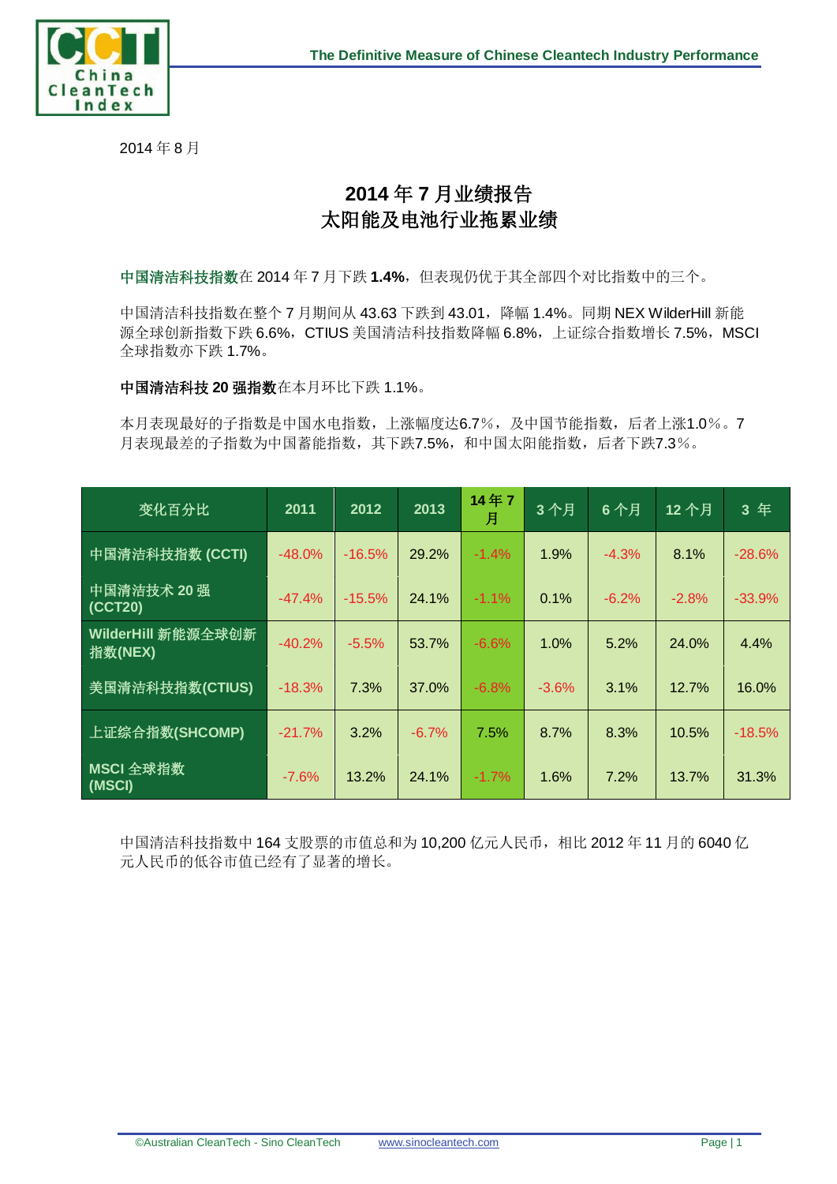2014 年 8 月

# 2014 年 7 月业绩报告
# 太阳能及电池行业拖累业绩

**中国清洁科技指数**在 2014 年 7 月下跌 **1.4%**，但表现仍优于其全部四个对比指数中的三个。

中国清洁科技指数在整个 7 月期间从 43.63 下跌到 43.01，降幅 1.4%。同期 NEX WilderHill 新能源全球创新指数下跌 6.6%，CTIUS 美国清洁科技指数降幅 6.8%，上证综合指数增长 7.5%，MSCI 全球指数亦下跌 1.7%。

**中国清洁科技 20 强指数**在本月环比下跌 1.1%。

本月表现最好的子指数是中国水电指数，上涨幅度达6.7％，及中国节能指数，后者上涨1.0％。7 月表现最差的子指数为中国蓄能指数，其下跌7.5%，和中国太阳能指数，后者下跌7.3％。

| 变化百分比 | 2011 | 2012 | 2013 | 14 年 7 月 | 3 个月 | 6 个月 | 12 个月 | 3 年 |
|---|---|---|---|---|---|---|---|---|
| 中国清洁科技指数 (CCTI) | -48.0% | -16.5% | 29.2% | -1.4% | 1.9% | -4.3% | 8.1% | -28.6% |
| 中国清洁技术 20 强 (CCT20) | -47.4% | -15.5% | 24.1% | -1.1% | 0.1% | -6.2% | -2.8% | -33.9% |
| WilderHill 新能源全球创新指数(NEX) | -40.2% | -5.5% | 53.7% | -6.6% | 1.0% | 5.2% | 24.0% | 4.4% |
| 美国清洁科技指数(CTIUS) | -18.3% | 7.3% | 37.0% | -6.8% | -3.6% | 3.1% | 12.7% | 16.0% |
| 上证综合指数(SHCOMP) | -21.7% | 3.2% | -6.7% | 7.5% | 8.7% | 8.3% | 10.5% | -18.5% |
| MSCI 全球指数 (MSCI) | -7.6% | 13.2% | 24.1% | -1.7% | 1.6% | 7.2% | 13.7% | 31.3% |

中国清洁科技指数中 164 支股票的市值总和为 10,200 亿元人民币，相比 2012 年 11 月的 6040 亿元人民币的低谷市值已经有了显著的增长。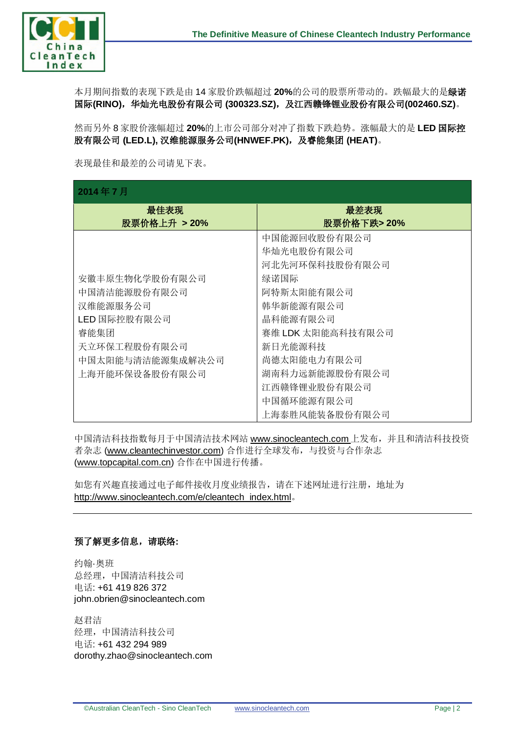本月期间指数的表现下跌是由 14 家股价跌幅超过 **20%**的公司的股票所带动的。跌幅最大的是**绿诺国际(RINO)，华灿光电股份有限公司 (300323.SZ)，及江西赣锋锂业股份有限公司(002460.SZ)**。

然而另外 8 家股价涨幅超过 **20%**的上市公司部分对冲了指数下跌趋势。涨幅最大的是 **LED 国际控股有限公司 (LED.L), 汉维能源服务公司(HNWEF.PK)，及睿能集团 (HEAT)**。

表现最佳和最差的公司请见下表。

| **2014 年 7 月** | |
|---|---|
| **最佳表现 股票价格上升 > 20%** | **最差表现 股票价格下跌> 20%** |
| 安徽丰原生物化学股份有限公司 | 中国能源回收股份有限公司 |
| 中国清洁能源股份有限公司 | 华灿光电股份有限公司 |
| 汉维能源服务公司 | 河北先河环保科技股份有限公司 |
| LED 国际控股有限公司 | 绿诺国际 |
| 睿能集团 | 阿特斯太阳能有限公司 |
| 天立环保工程股份有限公司 | 韩华新能源有限公司 |
| 中国太阳能与清洁能源集成解决公司 | 晶科能源有限公司 |
| 上海开能环保设备股份有限公司 | 赛维 LDK 太阳能高科技有限公司 |
| | 新日光能源科技 |
| | 尚德太阳能电力有限公司 |
| | 湖南科力远新能源股份有限公司 |
| | 江西赣锋锂业股份有限公司 |
| | 中国循环能源有限公司 |
| | 上海泰胜风能装备股份有限公司 |

中国清洁科技指数每月于中国清洁技术网站 www.sinocleantech.com 上发布，并且和清洁科技投资者杂志 (www.cleantechinvestor.com) 合作进行全球发布，与投资与合作杂志 (www.topcapital.com.cn) 合作在中国进行传播。

如您有兴趣直接通过电子邮件接收月度业绩报告，请在下述网址进行注册，地址为 http://www.sinocleantech.com/e/cleantech_index.html。

---

**预了解更多信息，请联络:**

约翰·奥班  
总经理，中国清洁科技公司  
电话: +61 419 826 372  
john.obrien@sinocleantech.com

赵君洁  
经理，中国清洁科技公司  
电话: +61 432 294 989  
dorothy.zhao@sinocleantech.com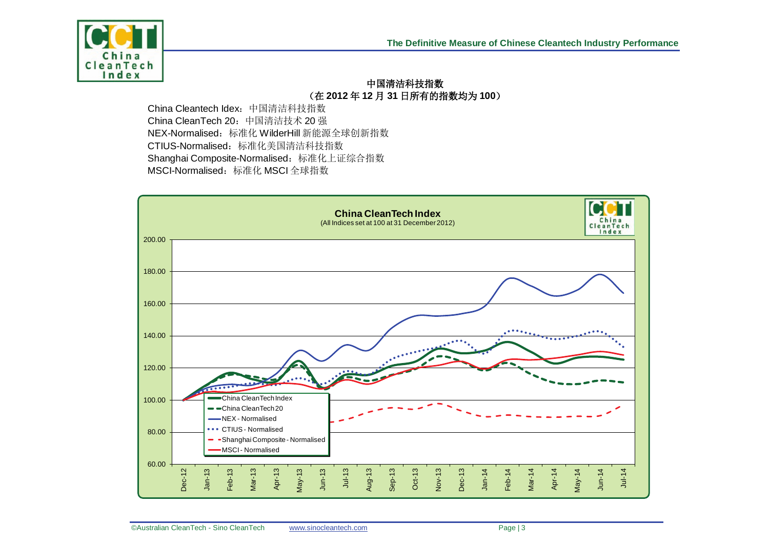## 中国清洁科技指数

**（在 2012 年 12 月 31 日所有的指数均为 100）**

China Cleantech Idex：中国清洁科技指数
China CleanTech 20：中国清洁技术 20 强
NEX-Normalised：标准化 WilderHill 新能源全球创新指数
CTIUS-Normalised：标准化美国清洁科技指数
Shanghai Composite-Normalised：标准化上证综合指数
MSCI-Normalised：标准化 MSCI 全球指数

**China CleanTech Index**
(All Indices set at 100 at 31 December 2012)

200.00
180.00
160.00
140.00
120.00
100.00
80.00
60.00

Dec-12, Jan-13, Feb-13, Mar-13, Apr-13, May-13, Jun-13, Jul-13, Aug-13, Sep-13, Oct-13, Nov-13, Dec-13, Jan-14, Feb-14, Mar-14, Apr-14, May-14, Jun-14, Jul-14

China CleanTech Index
China CleanTech 20
NEX - Normalised
CTIUS - Normalised
Shanghai Composite - Normalised
MSCI - Normalised